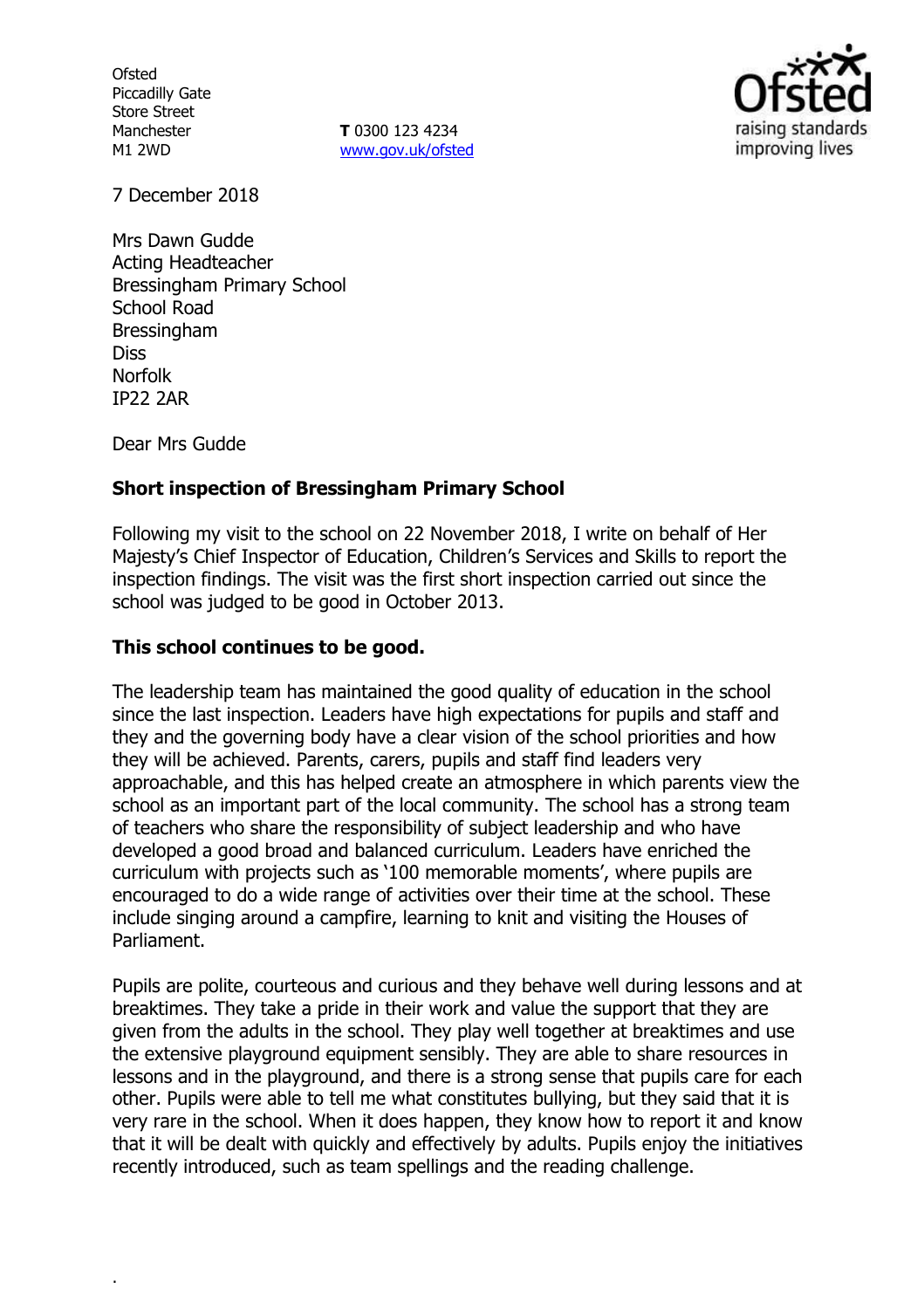Ofsted
Piccadilly Gate
Store Street
Manchester
M1 2WD

**T** 0300 123 4234
www.gov.uk/ofsted

7 December 2018

Mrs Dawn Gudde
Acting Headteacher
Bressingham Primary School
School Road
Bressingham
Diss
Norfolk
IP22 2AR

Dear Mrs Gudde

**Short inspection of Bressingham Primary School**

Following my visit to the school on 22 November 2018, I write on behalf of Her Majesty's Chief Inspector of Education, Children's Services and Skills to report the inspection findings. The visit was the first short inspection carried out since the school was judged to be good in October 2013.

**This school continues to be good.**

The leadership team has maintained the good quality of education in the school since the last inspection. Leaders have high expectations for pupils and staff and they and the governing body have a clear vision of the school priorities and how they will be achieved. Parents, carers, pupils and staff find leaders very approachable, and this has helped create an atmosphere in which parents view the school as an important part of the local community. The school has a strong team of teachers who share the responsibility of subject leadership and who have developed a good broad and balanced curriculum. Leaders have enriched the curriculum with projects such as '100 memorable moments', where pupils are encouraged to do a wide range of activities over their time at the school. These include singing around a campfire, learning to knit and visiting the Houses of Parliament.

Pupils are polite, courteous and curious and they behave well during lessons and at breaktimes. They take a pride in their work and value the support that they are given from the adults in the school. They play well together at breaktimes and use the extensive playground equipment sensibly. They are able to share resources in lessons and in the playground, and there is a strong sense that pupils care for each other. Pupils were able to tell me what constitutes bullying, but they said that it is very rare in the school. When it does happen, they know how to report it and know that it will be dealt with quickly and effectively by adults. Pupils enjoy the initiatives recently introduced, such as team spellings and the reading challenge.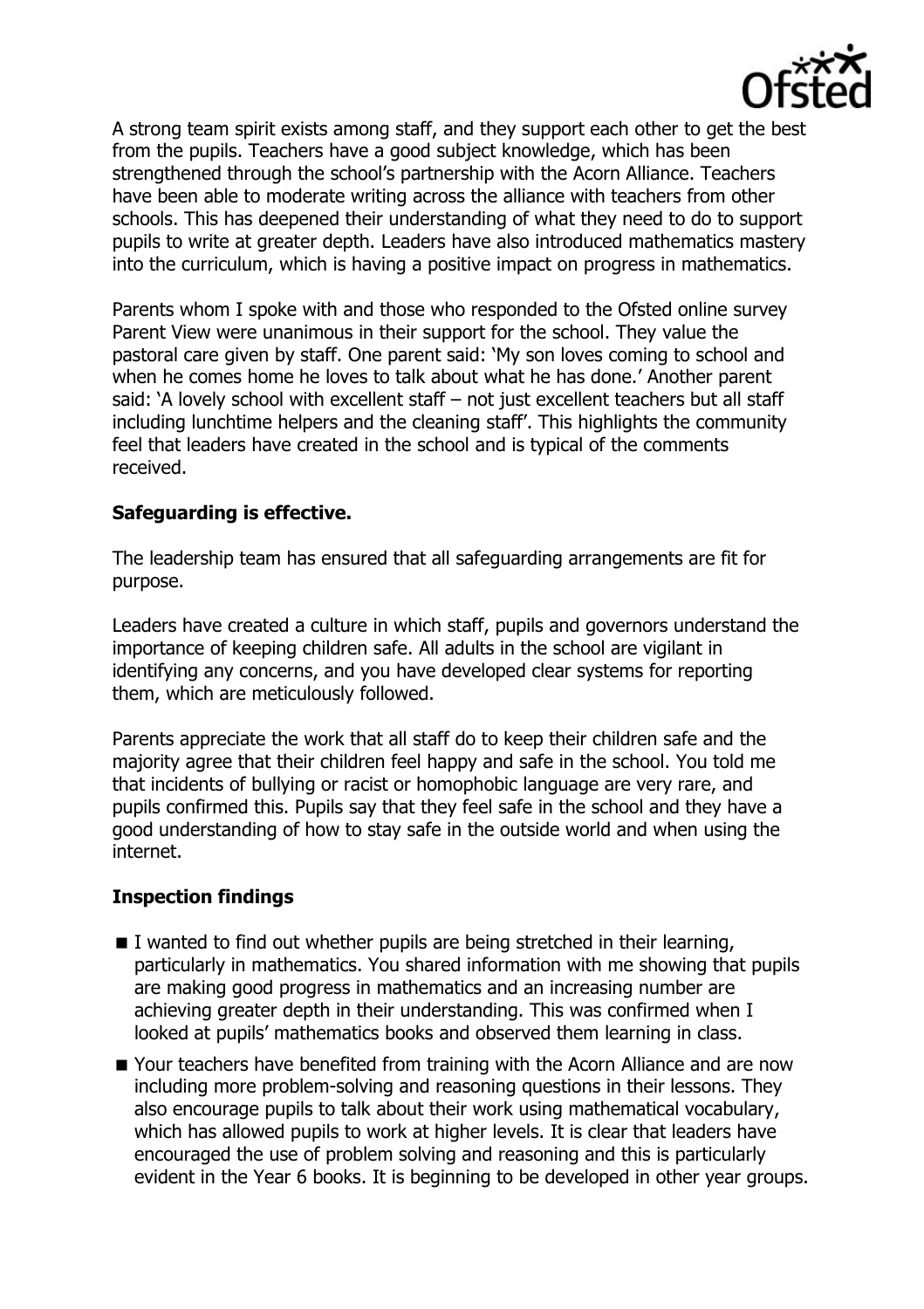A strong team spirit exists among staff, and they support each other to get the best from the pupils. Teachers have a good subject knowledge, which has been strengthened through the school's partnership with the Acorn Alliance. Teachers have been able to moderate writing across the alliance with teachers from other schools. This has deepened their understanding of what they need to do to support pupils to write at greater depth. Leaders have also introduced mathematics mastery into the curriculum, which is having a positive impact on progress in mathematics.

Parents whom I spoke with and those who responded to the Ofsted online survey Parent View were unanimous in their support for the school. They value the pastoral care given by staff. One parent said: 'My son loves coming to school and when he comes home he loves to talk about what he has done.' Another parent said: 'A lovely school with excellent staff – not just excellent teachers but all staff including lunchtime helpers and the cleaning staff'. This highlights the community feel that leaders have created in the school and is typical of the comments received.

## Safeguarding is effective.

The leadership team has ensured that all safeguarding arrangements are fit for purpose.

Leaders have created a culture in which staff, pupils and governors understand the importance of keeping children safe. All adults in the school are vigilant in identifying any concerns, and you have developed clear systems for reporting them, which are meticulously followed.

Parents appreciate the work that all staff do to keep their children safe and the majority agree that their children feel happy and safe in the school. You told me that incidents of bullying or racist or homophobic language are very rare, and pupils confirmed this. Pupils say that they feel safe in the school and they have a good understanding of how to stay safe in the outside world and when using the internet.

## Inspection findings

- I wanted to find out whether pupils are being stretched in their learning, particularly in mathematics. You shared information with me showing that pupils are making good progress in mathematics and an increasing number are achieving greater depth in their understanding. This was confirmed when I looked at pupils' mathematics books and observed them learning in class.
- Your teachers have benefited from training with the Acorn Alliance and are now including more problem-solving and reasoning questions in their lessons. They also encourage pupils to talk about their work using mathematical vocabulary, which has allowed pupils to work at higher levels. It is clear that leaders have encouraged the use of problem solving and reasoning and this is particularly evident in the Year 6 books. It is beginning to be developed in other year groups.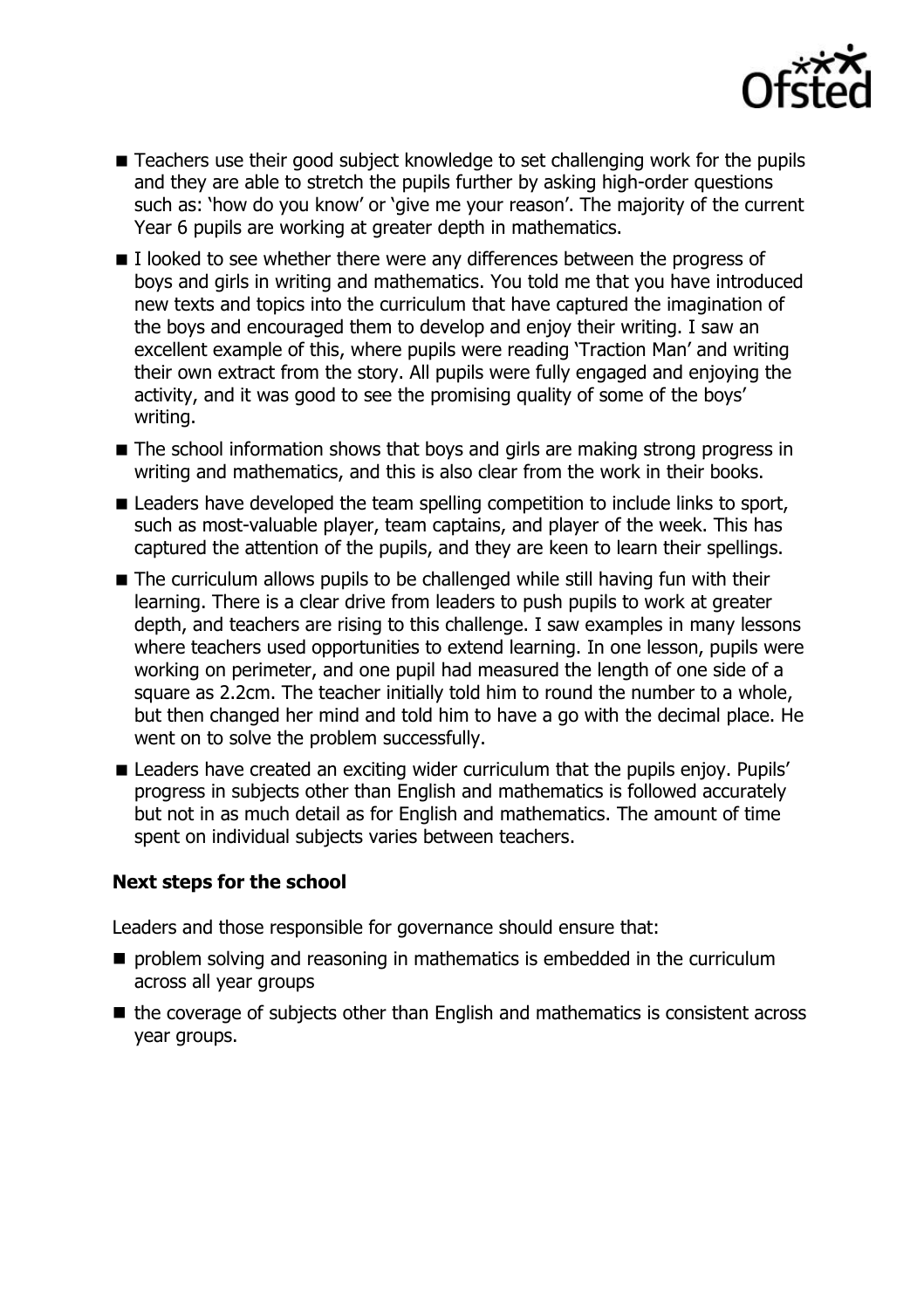- Teachers use their good subject knowledge to set challenging work for the pupils and they are able to stretch the pupils further by asking high-order questions such as: 'how do you know' or 'give me your reason'. The majority of the current Year 6 pupils are working at greater depth in mathematics.
- I looked to see whether there were any differences between the progress of boys and girls in writing and mathematics. You told me that you have introduced new texts and topics into the curriculum that have captured the imagination of the boys and encouraged them to develop and enjoy their writing. I saw an excellent example of this, where pupils were reading 'Traction Man' and writing their own extract from the story. All pupils were fully engaged and enjoying the activity, and it was good to see the promising quality of some of the boys' writing.
- The school information shows that boys and girls are making strong progress in writing and mathematics, and this is also clear from the work in their books.
- Leaders have developed the team spelling competition to include links to sport, such as most-valuable player, team captains, and player of the week. This has captured the attention of the pupils, and they are keen to learn their spellings.
- The curriculum allows pupils to be challenged while still having fun with their learning. There is a clear drive from leaders to push pupils to work at greater depth, and teachers are rising to this challenge. I saw examples in many lessons where teachers used opportunities to extend learning. In one lesson, pupils were working on perimeter, and one pupil had measured the length of one side of a square as 2.2cm. The teacher initially told him to round the number to a whole, but then changed her mind and told him to have a go with the decimal place. He went on to solve the problem successfully.
- Leaders have created an exciting wider curriculum that the pupils enjoy. Pupils' progress in subjects other than English and mathematics is followed accurately but not in as much detail as for English and mathematics. The amount of time spent on individual subjects varies between teachers.

### Next steps for the school

Leaders and those responsible for governance should ensure that:

- problem solving and reasoning in mathematics is embedded in the curriculum across all year groups
- the coverage of subjects other than English and mathematics is consistent across year groups.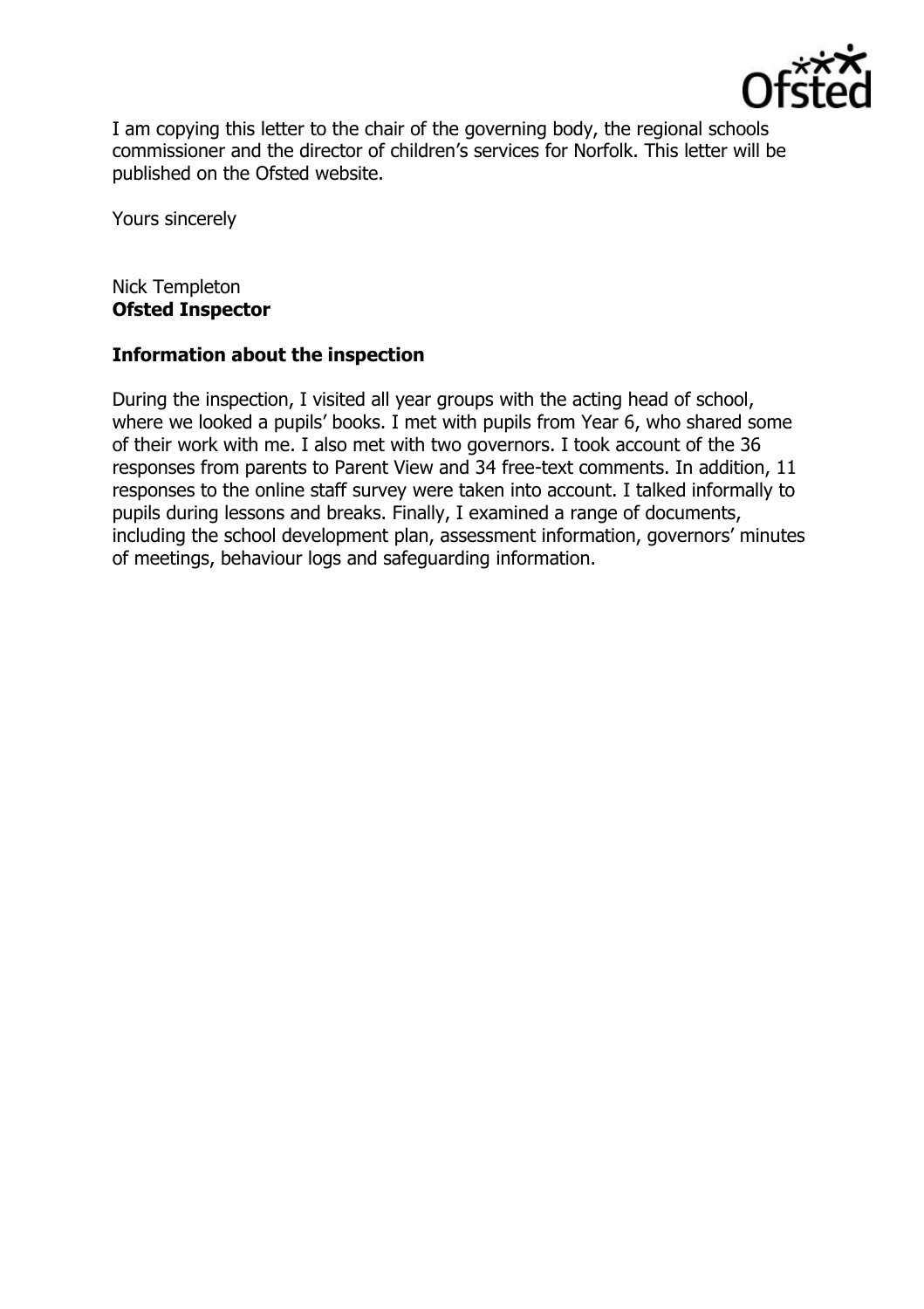I am copying this letter to the chair of the governing body, the regional schools commissioner and the director of children's services for Norfolk. This letter will be published on the Ofsted website.

Yours sincerely

Nick Templeton
**Ofsted Inspector**

## Information about the inspection

During the inspection, I visited all year groups with the acting head of school, where we looked a pupils' books. I met with pupils from Year 6, who shared some of their work with me. I also met with two governors. I took account of the 36 responses from parents to Parent View and 34 free-text comments. In addition, 11 responses to the online staff survey were taken into account. I talked informally to pupils during lessons and breaks. Finally, I examined a range of documents, including the school development plan, assessment information, governors' minutes of meetings, behaviour logs and safeguarding information.